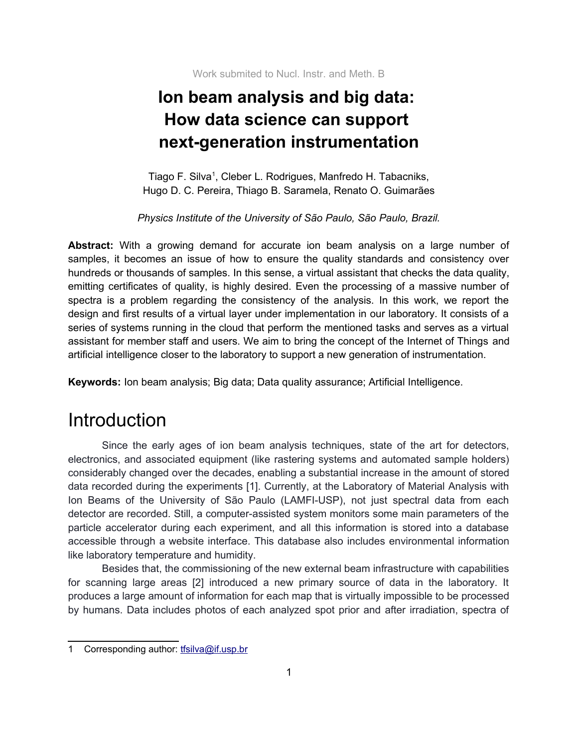Work submited to Nucl. Instr. and Meth. B

# Ion beam analysis and big data: How data science can support next-generation instrumentation

Tiago F. Silva[1], Cleber L. Rodrigues, Manfredo H. Tabacniks, Hugo D. C. Pereira, Thiago B. Saramela, Renato O. Guimarães

*Physics Institute of the University of São Paulo, São Paulo, Brazil.*

**Abstract:** With a growing demand for accurate ion beam analysis on a large number of samples, it becomes an issue of how to ensure the quality standards and consistency over hundreds or thousands of samples. In this sense, a virtual assistant that checks the data quality, emitting certificates of quality, is highly desired. Even the processing of a massive number of spectra is a problem regarding the consistency of the analysis. In this work, we report the design and first results of a virtual layer under implementation in our laboratory. It consists of a series of systems running in the cloud that perform the mentioned tasks and serves as a virtual assistant for member staff and users. We aim to bring the concept of the Internet of Things and artificial intelligence closer to the laboratory to support a new generation of instrumentation.

**Keywords:** Ion beam analysis; Big data; Data quality assurance; Artificial Intelligence.

# Introduction

Since the early ages of ion beam analysis techniques, state of the art for detectors, electronics, and associated equipment (like rastering systems and automated sample holders) considerably changed over the decades, enabling a substantial increase in the amount of stored data recorded during the experiments [1]. Currently, at the Laboratory of Material Analysis with Ion Beams of the University of São Paulo (LAMFI-USP), not just spectral data from each detector are recorded. Still, a computer-assisted system monitors some main parameters of the particle accelerator during each experiment, and all this information is stored into a database accessible through a website interface. This database also includes environmental information like laboratory temperature and humidity.

Besides that, the commissioning of the new external beam infrastructure with capabilities for scanning large areas [2] introduced a new primary source of data in the laboratory. It produces a large amount of information for each map that is virtually impossible to be processed by humans. Data includes photos of each analyzed spot prior and after irradiation, spectra of

1 Corresponding author: tfsilva@if.usp.br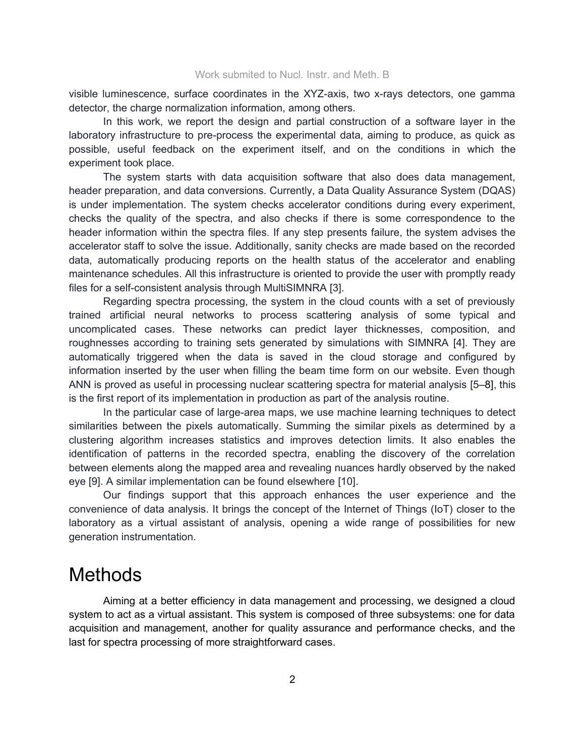visible luminescence, surface coordinates in the XYZ-axis, two x-rays detectors, one gamma detector, the charge normalization information, among others.

In this work, we report the design and partial construction of a software layer in the laboratory infrastructure to pre-process the experimental data, aiming to produce, as quick as possible, useful feedback on the experiment itself, and on the conditions in which the experiment took place.

The system starts with data acquisition software that also does data management, header preparation, and data conversions. Currently, a Data Quality Assurance System (DQAS) is under implementation. The system checks accelerator conditions during every experiment, checks the quality of the spectra, and also checks if there is some correspondence to the header information within the spectra files. If any step presents failure, the system advises the accelerator staff to solve the issue. Additionally, sanity checks are made based on the recorded data, automatically producing reports on the health status of the accelerator and enabling maintenance schedules. All this infrastructure is oriented to provide the user with promptly ready files for a self-consistent analysis through MultiSIMNRA [3].

Regarding spectra processing, the system in the cloud counts with a set of previously trained artificial neural networks to process scattering analysis of some typical and uncomplicated cases. These networks can predict layer thicknesses, composition, and roughnesses according to training sets generated by simulations with SIMNRA [4]. They are automatically triggered when the data is saved in the cloud storage and configured by information inserted by the user when filling the beam time form on our website. Even though ANN is proved as useful in processing nuclear scattering spectra for material analysis [5–8], this is the first report of its implementation in production as part of the analysis routine.

In the particular case of large-area maps, we use machine learning techniques to detect similarities between the pixels automatically. Summing the similar pixels as determined by a clustering algorithm increases statistics and improves detection limits. It also enables the identification of patterns in the recorded spectra, enabling the discovery of the correlation between elements along the mapped area and revealing nuances hardly observed by the naked eye [9]. A similar implementation can be found elsewhere [10].

Our findings support that this approach enhances the user experience and the convenience of data analysis. It brings the concept of the Internet of Things (IoT) closer to the laboratory as a virtual assistant of analysis, opening a wide range of possibilities for new generation instrumentation.

# Methods

Aiming at a better efficiency in data management and processing, we designed a cloud system to act as a virtual assistant. This system is composed of three subsystems: one for data acquisition and management, another for quality assurance and performance checks, and the last for spectra processing of more straightforward cases.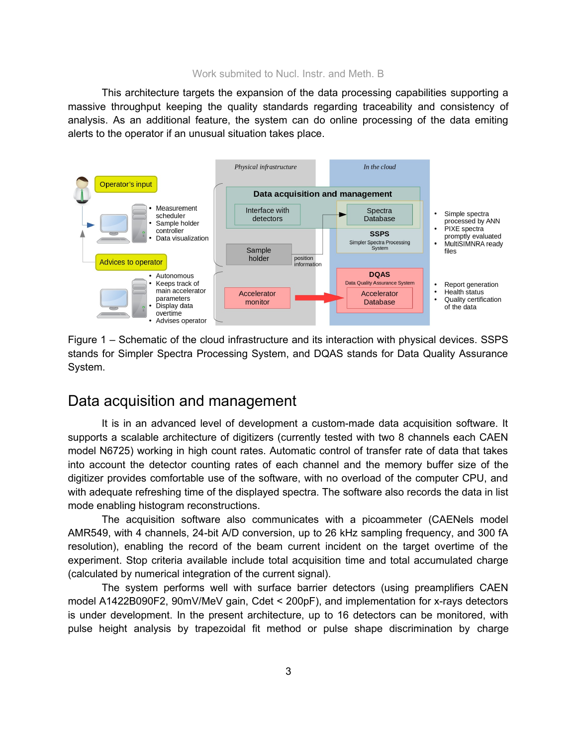This architecture targets the expansion of the data processing capabilities supporting a massive throughput keeping the quality standards regarding traceability and consistency of analysis. As an additional feature, the system can do online processing of the data emiting alerts to the operator if an unusual situation takes place.

Figure 1 – Schematic of the cloud infrastructure and its interaction with physical devices. SSPS stands for Simpler Spectra Processing System, and DQAS stands for Data Quality Assurance System.

## Data acquisition and management

It is in an advanced level of development a custom-made data acquisition software. It supports a scalable architecture of digitizers (currently tested with two 8 channels each CAEN model N6725) working in high count rates. Automatic control of transfer rate of data that takes into account the detector counting rates of each channel and the memory buffer size of the digitizer provides comfortable use of the software, with no overload of the computer CPU, and with adequate refreshing time of the displayed spectra. The software also records the data in list mode enabling histogram reconstructions.

The acquisition software also communicates with a picoammeter (CAENels model AMR549, with 4 channels, 24-bit A/D conversion, up to 26 kHz sampling frequency, and 300 fA resolution), enabling the record of the beam current incident on the target overtime of the experiment. Stop criteria available include total acquisition time and total accumulated charge (calculated by numerical integration of the current signal).

The system performs well with surface barrier detectors (using preamplifiers CAEN model A1422B090F2, 90mV/MeV gain, Cdet < 200pF), and implementation for x-rays detectors is under development. In the present architecture, up to 16 detectors can be monitored, with pulse height analysis by trapezoidal fit method or pulse shape discrimination by charge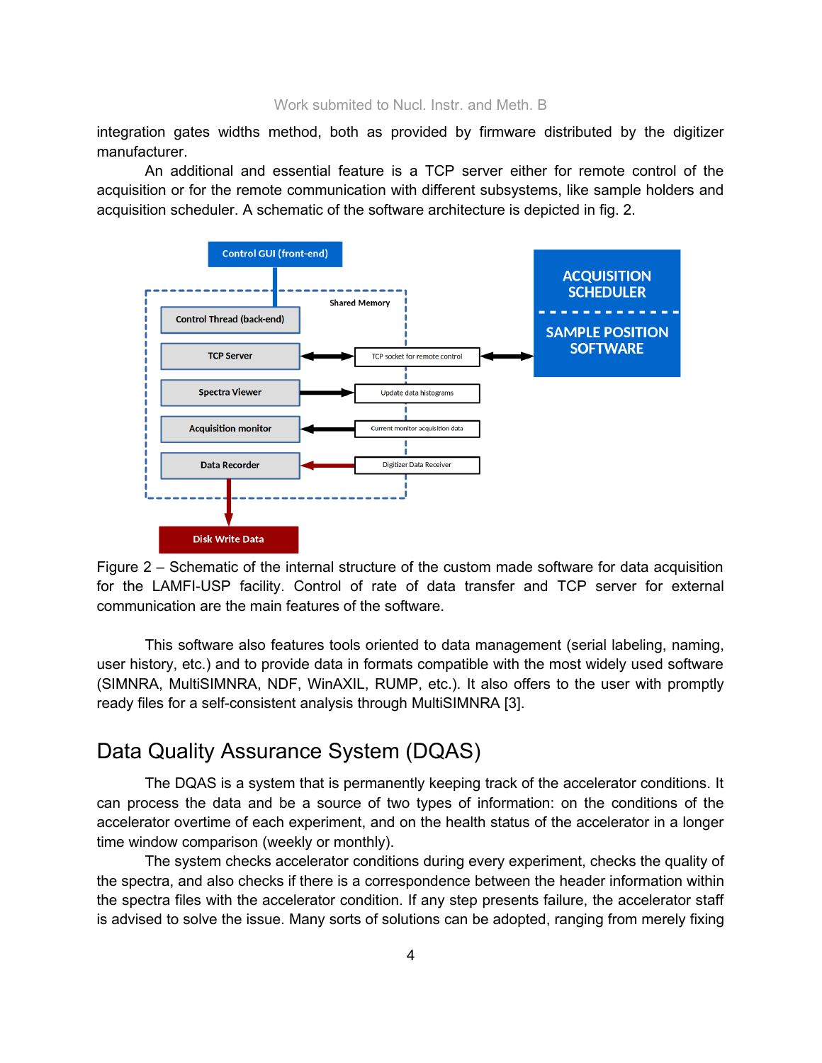integration gates widths method, both as provided by firmware distributed by the digitizer manufacturer.

An additional and essential feature is a TCP server either for remote control of the acquisition or for the remote communication with different subsystems, like sample holders and acquisition scheduler. A schematic of the software architecture is depicted in fig. 2.

Figure 2 – Schematic of the internal structure of the custom made software for data acquisition for the LAMFI-USP facility. Control of rate of data transfer and TCP server for external communication are the main features of the software.

This software also features tools oriented to data management (serial labeling, naming, user history, etc.) and to provide data in formats compatible with the most widely used software (SIMNRA, MultiSIMNRA, NDF, WinAXIL, RUMP, etc.). It also offers to the user with promptly ready files for a self-consistent analysis through MultiSIMNRA [3].

## Data Quality Assurance System (DQAS)

The DQAS is a system that is permanently keeping track of the accelerator conditions. It can process the data and be a source of two types of information: on the conditions of the accelerator overtime of each experiment, and on the health status of the accelerator in a longer time window comparison (weekly or monthly).

The system checks accelerator conditions during every experiment, checks the quality of the spectra, and also checks if there is a correspondence between the header information within the spectra files with the accelerator condition. If any step presents failure, the accelerator staff is advised to solve the issue. Many sorts of solutions can be adopted, ranging from merely fixing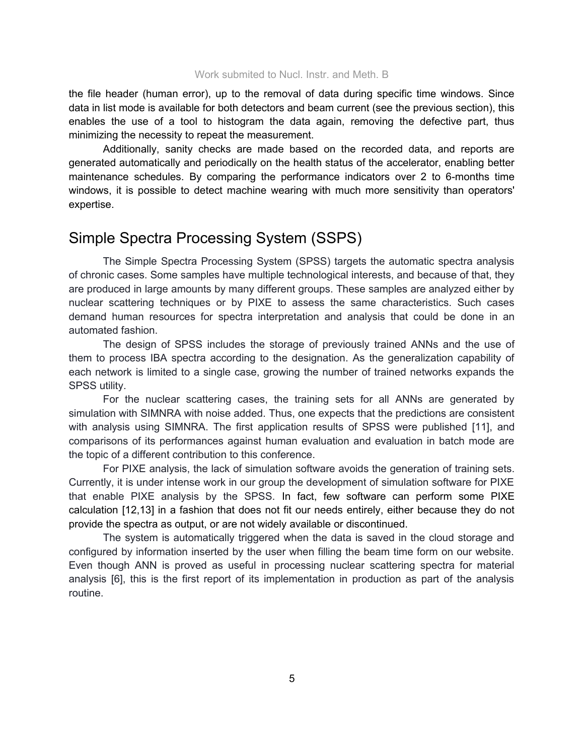the file header (human error), up to the removal of data during specific time windows. Since data in list mode is available for both detectors and beam current (see the previous section), this enables the use of a tool to histogram the data again, removing the defective part, thus minimizing the necessity to repeat the measurement.

Additionally, sanity checks are made based on the recorded data, and reports are generated automatically and periodically on the health status of the accelerator, enabling better maintenance schedules. By comparing the performance indicators over 2 to 6-months time windows, it is possible to detect machine wearing with much more sensitivity than operators' expertise.

## Simple Spectra Processing System (SSPS)

The Simple Spectra Processing System (SPSS) targets the automatic spectra analysis of chronic cases. Some samples have multiple technological interests, and because of that, they are produced in large amounts by many different groups. These samples are analyzed either by nuclear scattering techniques or by PIXE to assess the same characteristics. Such cases demand human resources for spectra interpretation and analysis that could be done in an automated fashion.

The design of SPSS includes the storage of previously trained ANNs and the use of them to process IBA spectra according to the designation. As the generalization capability of each network is limited to a single case, growing the number of trained networks expands the SPSS utility.

For the nuclear scattering cases, the training sets for all ANNs are generated by simulation with SIMNRA with noise added. Thus, one expects that the predictions are consistent with analysis using SIMNRA. The first application results of SPSS were published [11], and comparisons of its performances against human evaluation and evaluation in batch mode are the topic of a different contribution to this conference.

For PIXE analysis, the lack of simulation software avoids the generation of training sets. Currently, it is under intense work in our group the development of simulation software for PIXE that enable PIXE analysis by the SPSS. In fact, few software can perform some PIXE calculation [12,13] in a fashion that does not fit our needs entirely, either because they do not provide the spectra as output, or are not widely available or discontinued.

The system is automatically triggered when the data is saved in the cloud storage and configured by information inserted by the user when filling the beam time form on our website. Even though ANN is proved as useful in processing nuclear scattering spectra for material analysis [6], this is the first report of its implementation in production as part of the analysis routine.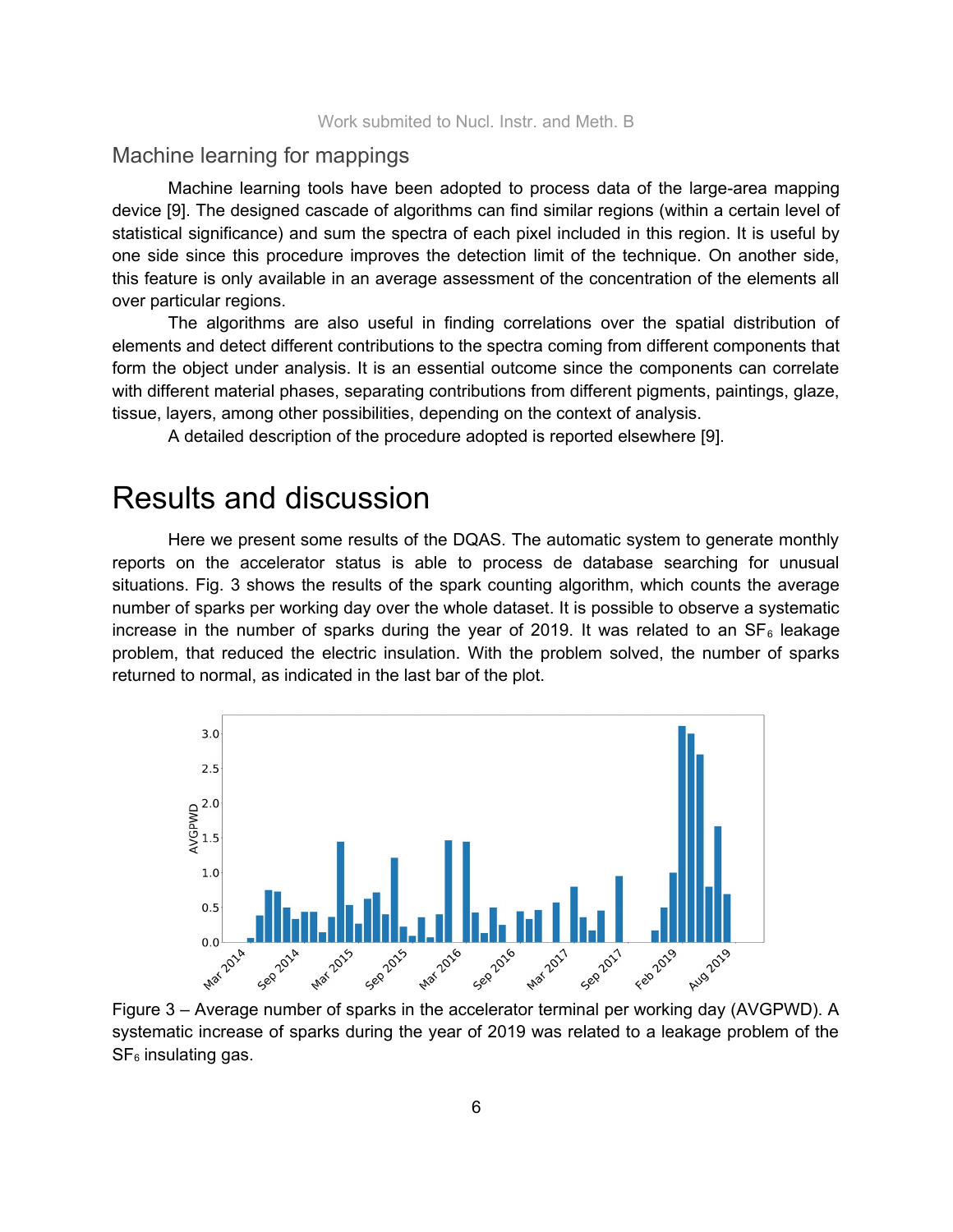## Machine learning for mappings

Machine learning tools have been adopted to process data of the large-area mapping device [9]. The designed cascade of algorithms can find similar regions (within a certain level of statistical significance) and sum the spectra of each pixel included in this region. It is useful by one side since this procedure improves the detection limit of the technique. On another side, this feature is only available in an average assessment of the concentration of the elements all over particular regions.

The algorithms are also useful in finding correlations over the spatial distribution of elements and detect different contributions to the spectra coming from different components that form the object under analysis. It is an essential outcome since the components can correlate with different material phases, separating contributions from different pigments, paintings, glaze, tissue, layers, among other possibilities, depending on the context of analysis.

A detailed description of the procedure adopted is reported elsewhere [9].

# Results and discussion

Here we present some results of the DQAS. The automatic system to generate monthly reports on the accelerator status is able to process de database searching for unusual situations. Fig. 3 shows the results of the spark counting algorithm, which counts the average number of sparks per working day over the whole dataset. It is possible to observe a systematic increase in the number of sparks during the year of 2019. It was related to an $SF_6$ leakage problem, that reduced the electric insulation. With the problem solved, the number of sparks returned to normal, as indicated in the last bar of the plot.

Figure 3 – Average number of sparks in the accelerator terminal per working day (AVGPWD). A systematic increase of sparks during the year of 2019 was related to a leakage problem of the $SF_6$ insulating gas.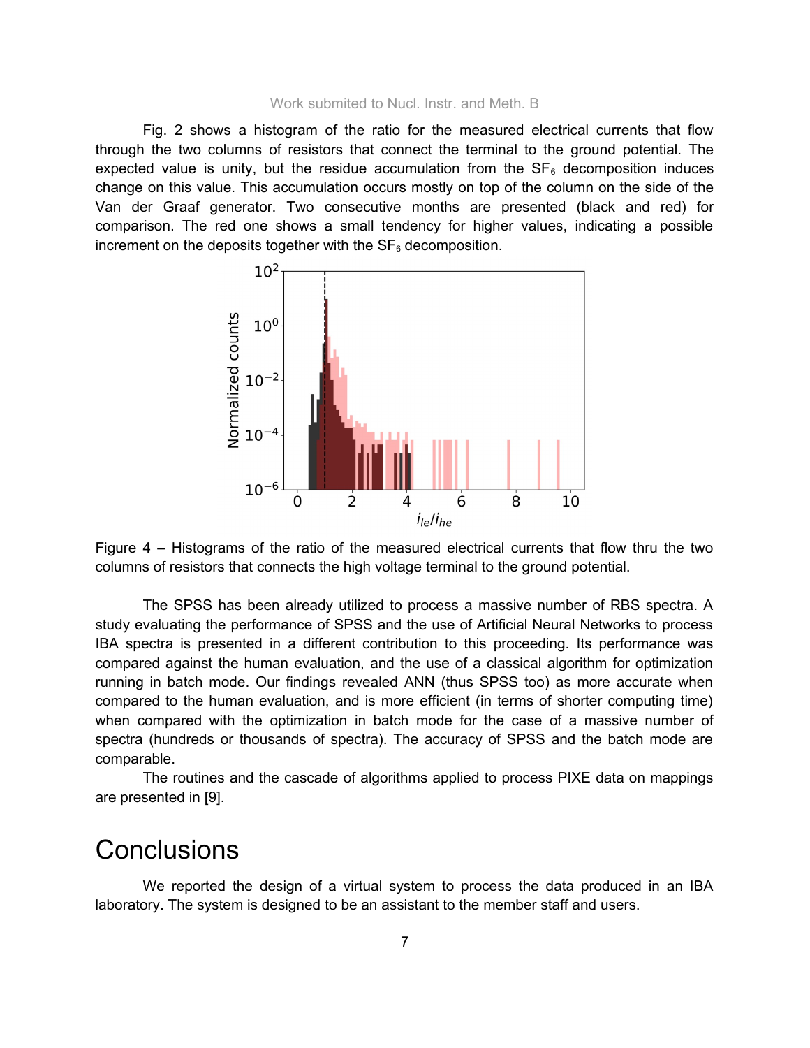Fig. 2 shows a histogram of the ratio for the measured electrical currents that flow through the two columns of resistors that connect the terminal to the ground potential. The expected value is unity, but the residue accumulation from the $SF_6$ decomposition induces change on this value. This accumulation occurs mostly on top of the column on the side of the Van der Graaf generator. Two consecutive months are presented (black and red) for comparison. The red one shows a small tendency for higher values, indicating a possible increment on the deposits together with the $SF_6$ decomposition.

Figure 4 – Histograms of the ratio of the measured electrical currents that flow thru the two columns of resistors that connects the high voltage terminal to the ground potential.

The SPSS has been already utilized to process a massive number of RBS spectra. A study evaluating the performance of SPSS and the use of Artificial Neural Networks to process IBA spectra is presented in a different contribution to this proceeding. Its performance was compared against the human evaluation, and the use of a classical algorithm for optimization running in batch mode. Our findings revealed ANN (thus SPSS too) as more accurate when compared to the human evaluation, and is more efficient (in terms of shorter computing time) when compared with the optimization in batch mode for the case of a massive number of spectra (hundreds or thousands of spectra). The accuracy of SPSS and the batch mode are comparable.

The routines and the cascade of algorithms applied to process PIXE data on mappings are presented in [9].

# Conclusions

We reported the design of a virtual system to process the data produced in an IBA laboratory. The system is designed to be an assistant to the member staff and users.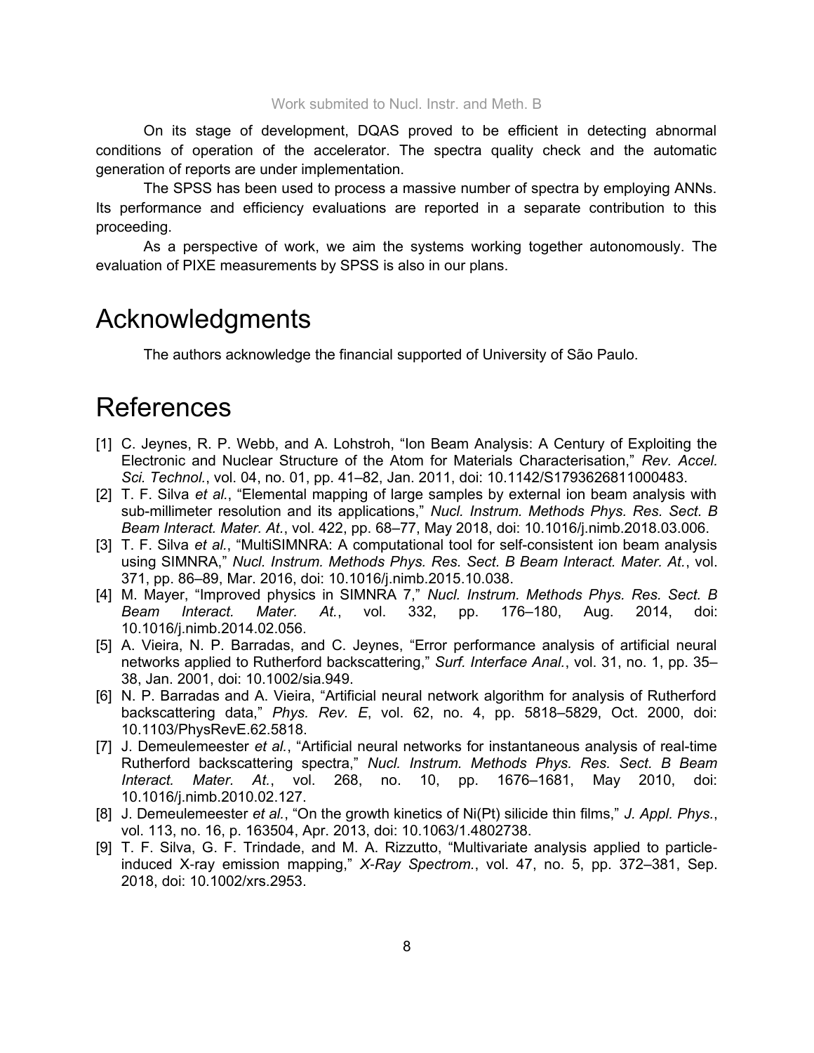On its stage of development, DQAS proved to be efficient in detecting abnormal conditions of operation of the accelerator. The spectra quality check and the automatic generation of reports are under implementation.

The SPSS has been used to process a massive number of spectra by employing ANNs. Its performance and efficiency evaluations are reported in a separate contribution to this proceeding.

As a perspective of work, we aim the systems working together autonomously. The evaluation of PIXE measurements by SPSS is also in our plans.

# Acknowledgments

The authors acknowledge the financial supported of University of São Paulo.

# References

[1] C. Jeynes, R. P. Webb, and A. Lohstroh, "Ion Beam Analysis: A Century of Exploiting the Electronic and Nuclear Structure of the Atom for Materials Characterisation," *Rev. Accel. Sci. Technol.*, vol. 04, no. 01, pp. 41–82, Jan. 2011, doi: 10.1142/S1793626811000483.

[2] T. F. Silva *et al.*, "Elemental mapping of large samples by external ion beam analysis with sub-millimeter resolution and its applications," *Nucl. Instrum. Methods Phys. Res. Sect. B Beam Interact. Mater. At.*, vol. 422, pp. 68–77, May 2018, doi: 10.1016/j.nimb.2018.03.006.

[3] T. F. Silva *et al.*, "MultiSIMNRA: A computational tool for self-consistent ion beam analysis using SIMNRA," *Nucl. Instrum. Methods Phys. Res. Sect. B Beam Interact. Mater. At.*, vol. 371, pp. 86–89, Mar. 2016, doi: 10.1016/j.nimb.2015.10.038.

[4] M. Mayer, "Improved physics in SIMNRA 7," *Nucl. Instrum. Methods Phys. Res. Sect. B Beam Interact. Mater. At.*, vol. 332, pp. 176–180, Aug. 2014, doi: 10.1016/j.nimb.2014.02.056.

[5] A. Vieira, N. P. Barradas, and C. Jeynes, "Error performance analysis of artificial neural networks applied to Rutherford backscattering," *Surf. Interface Anal.*, vol. 31, no. 1, pp. 35–38, Jan. 2001, doi: 10.1002/sia.949.

[6] N. P. Barradas and A. Vieira, "Artificial neural network algorithm for analysis of Rutherford backscattering data," *Phys. Rev. E*, vol. 62, no. 4, pp. 5818–5829, Oct. 2000, doi: 10.1103/PhysRevE.62.5818.

[7] J. Demeulemeester *et al.*, "Artificial neural networks for instantaneous analysis of real-time Rutherford backscattering spectra," *Nucl. Instrum. Methods Phys. Res. Sect. B Beam Interact. Mater. At.*, vol. 268, no. 10, pp. 1676–1681, May 2010, doi: 10.1016/j.nimb.2010.02.127.

[8] J. Demeulemeester *et al.*, "On the growth kinetics of Ni(Pt) silicide thin films," *J. Appl. Phys.*, vol. 113, no. 16, p. 163504, Apr. 2013, doi: 10.1063/1.4802738.

[9] T. F. Silva, G. F. Trindade, and M. A. Rizzutto, "Multivariate analysis applied to particle-induced X-ray emission mapping," *X-Ray Spectrom.*, vol. 47, no. 5, pp. 372–381, Sep. 2018, doi: 10.1002/xrs.2953.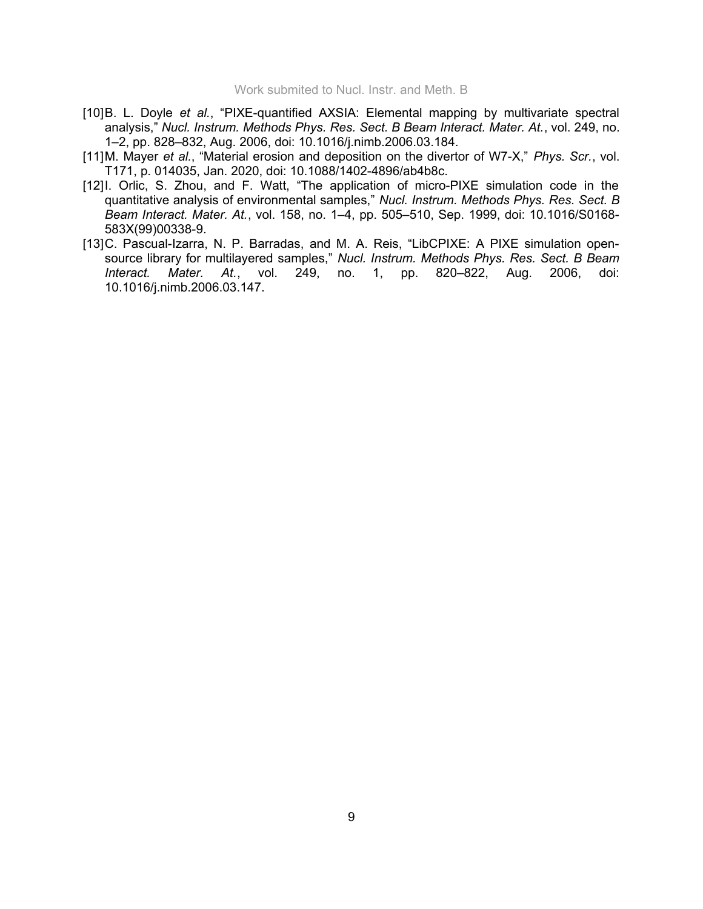[10] B. L. Doyle *et al.*, "PIXE-quantified AXSIA: Elemental mapping by multivariate spectral analysis," *Nucl. Instrum. Methods Phys. Res. Sect. B Beam Interact. Mater. At.*, vol. 249, no. 1–2, pp. 828–832, Aug. 2006, doi: 10.1016/j.nimb.2006.03.184.

[11] M. Mayer *et al.*, "Material erosion and deposition on the divertor of W7-X," *Phys. Scr.*, vol. T171, p. 014035, Jan. 2020, doi: 10.1088/1402-4896/ab4b8c.

[12] I. Orlic, S. Zhou, and F. Watt, "The application of micro-PIXE simulation code in the quantitative analysis of environmental samples," *Nucl. Instrum. Methods Phys. Res. Sect. B Beam Interact. Mater. At.*, vol. 158, no. 1–4, pp. 505–510, Sep. 1999, doi: 10.1016/S0168-583X(99)00338-9.

[13] C. Pascual-Izarra, N. P. Barradas, and M. A. Reis, "LibCPIXE: A PIXE simulation open-source library for multilayered samples," *Nucl. Instrum. Methods Phys. Res. Sect. B Beam Interact. Mater. At.*, vol. 249, no. 1, pp. 820–822, Aug. 2006, doi: 10.1016/j.nimb.2006.03.147.